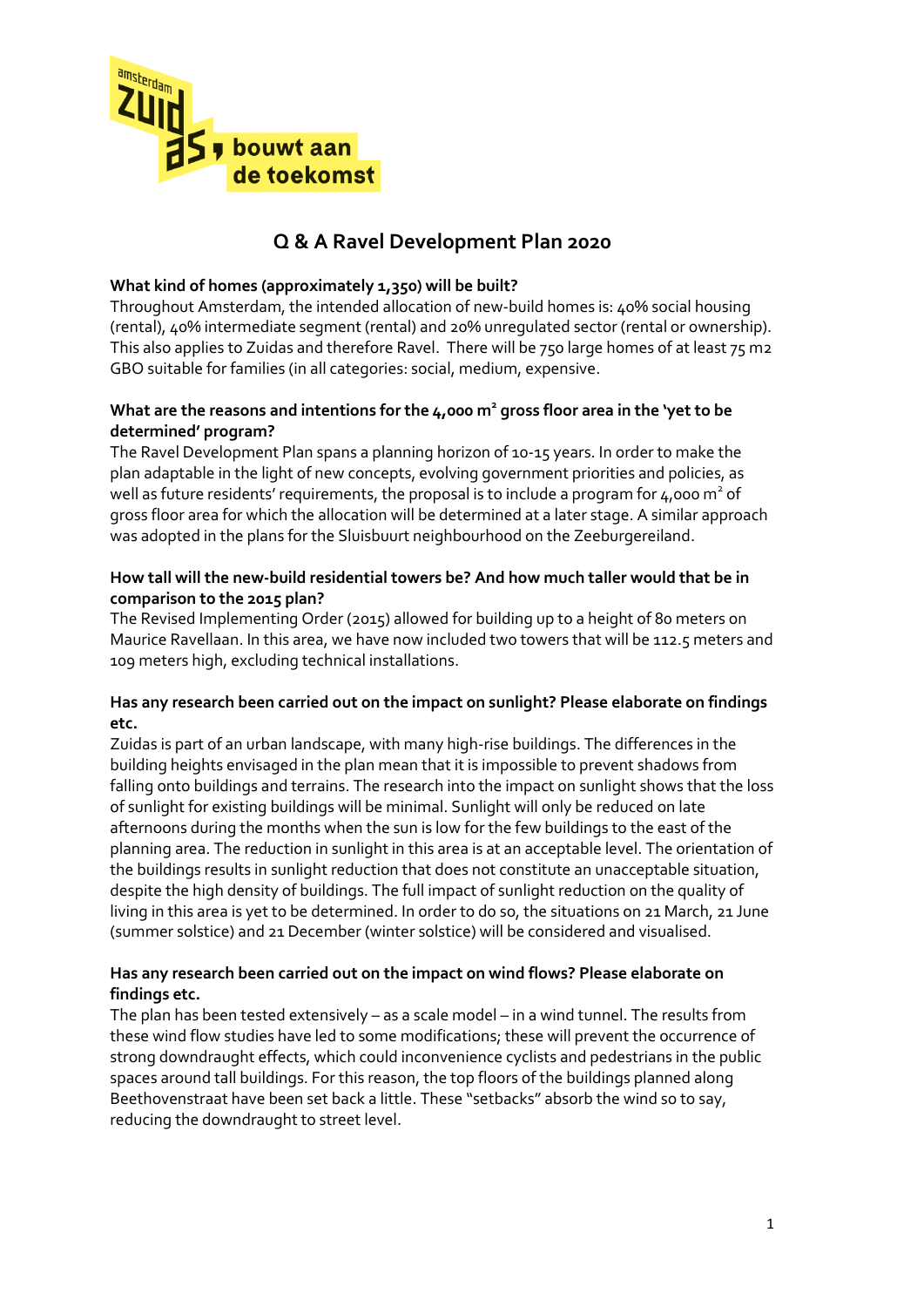# Q & A Ravel Development Plan 2020

**What kind of homes (approximately 1,350) will be built?**

Throughout Amsterdam, the intended allocation of new-build homes is: 40% social housing (rental), 40% intermediate segment (rental) and 20% unregulated sector (rental or ownership). This also applies to Zuidas and therefore Ravel. There will be 750 large homes of at least 75 m2 GBO suitable for families (in all categories: social, medium, expensive.

**What are the reasons and intentions for the 4,000 m² gross floor area in the 'yet to be determined' program?**

The Ravel Development Plan spans a planning horizon of 10-15 years. In order to make the plan adaptable in the light of new concepts, evolving government priorities and policies, as well as future residents' requirements, the proposal is to include a program for 4,000 m² of gross floor area for which the allocation will be determined at a later stage. A similar approach was adopted in the plans for the Sluisbuurt neighbourhood on the Zeeburgereiland.

**How tall will the new-build residential towers be? And how much taller would that be in comparison to the 2015 plan?**

The Revised Implementing Order (2015) allowed for building up to a height of 80 meters on Maurice Ravellaan. In this area, we have now included two towers that will be 112.5 meters and 109 meters high, excluding technical installations.

**Has any research been carried out on the impact on sunlight? Please elaborate on findings etc.**

Zuidas is part of an urban landscape, with many high-rise buildings. The differences in the building heights envisaged in the plan mean that it is impossible to prevent shadows from falling onto buildings and terrains. The research into the impact on sunlight shows that the loss of sunlight for existing buildings will be minimal. Sunlight will only be reduced on late afternoons during the months when the sun is low for the few buildings to the east of the planning area. The reduction in sunlight in this area is at an acceptable level. The orientation of the buildings results in sunlight reduction that does not constitute an unacceptable situation, despite the high density of buildings. The full impact of sunlight reduction on the quality of living in this area is yet to be determined. In order to do so, the situations on 21 March, 21 June (summer solstice) and 21 December (winter solstice) will be considered and visualised.

**Has any research been carried out on the impact on wind flows? Please elaborate on findings etc.**

The plan has been tested extensively – as a scale model – in a wind tunnel. The results from these wind flow studies have led to some modifications; these will prevent the occurrence of strong downdraught effects, which could inconvenience cyclists and pedestrians in the public spaces around tall buildings. For this reason, the top floors of the buildings planned along Beethovenstraat have been set back a little. These "setbacks" absorb the wind so to say, reducing the downdraught to street level.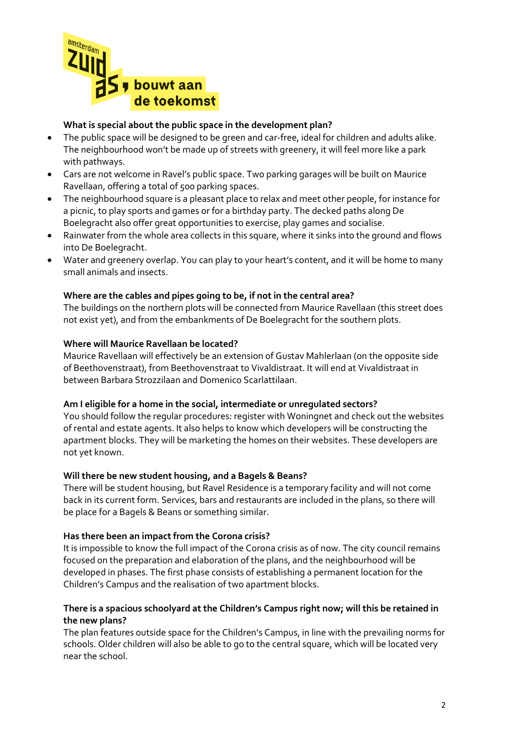**What is special about the public space in the development plan?**

- The public space will be designed to be green and car-free, ideal for children and adults alike. The neighbourhood won't be made up of streets with greenery, it will feel more like a park with pathways.
- Cars are not welcome in Ravel's public space. Two parking garages will be built on Maurice Ravellaan, offering a total of 500 parking spaces.
- The neighbourhood square is a pleasant place to relax and meet other people, for instance for a picnic, to play sports and games or for a birthday party. The decked paths along De Boelegracht also offer great opportunities to exercise, play games and socialise.
- Rainwater from the whole area collects in this square, where it sinks into the ground and flows into De Boelegracht.
- Water and greenery overlap. You can play to your heart's content, and it will be home to many small animals and insects.

**Where are the cables and pipes going to be, if not in the central area?**

The buildings on the northern plots will be connected from Maurice Ravellaan (this street does not exist yet), and from the embankments of De Boelegracht for the southern plots.

**Where will Maurice Ravellaan be located?**

Maurice Ravellaan will effectively be an extension of Gustav Mahlerlaan (on the opposite side of Beethovenstraat), from Beethovenstraat to Vivaldistraat. It will end at Vivaldistraat in between Barbara Strozzilaan and Domenico Scarlattilaan.

**Am I eligible for a home in the social, intermediate or unregulated sectors?**

You should follow the regular procedures: register with Woningnet and check out the websites of rental and estate agents. It also helps to know which developers will be constructing the apartment blocks. They will be marketing the homes on their websites. These developers are not yet known.

**Will there be new student housing, and a Bagels & Beans?**

There will be student housing, but Ravel Residence is a temporary facility and will not come back in its current form. Services, bars and restaurants are included in the plans, so there will be place for a Bagels & Beans or something similar.

**Has there been an impact from the Corona crisis?**

It is impossible to know the full impact of the Corona crisis as of now. The city council remains focused on the preparation and elaboration of the plans, and the neighbourhood will be developed in phases. The first phase consists of establishing a permanent location for the Children's Campus and the realisation of two apartment blocks.

**There is a spacious schoolyard at the Children's Campus right now; will this be retained in the new plans?**

The plan features outside space for the Children's Campus, in line with the prevailing norms for schools. Older children will also be able to go to the central square, which will be located very near the school.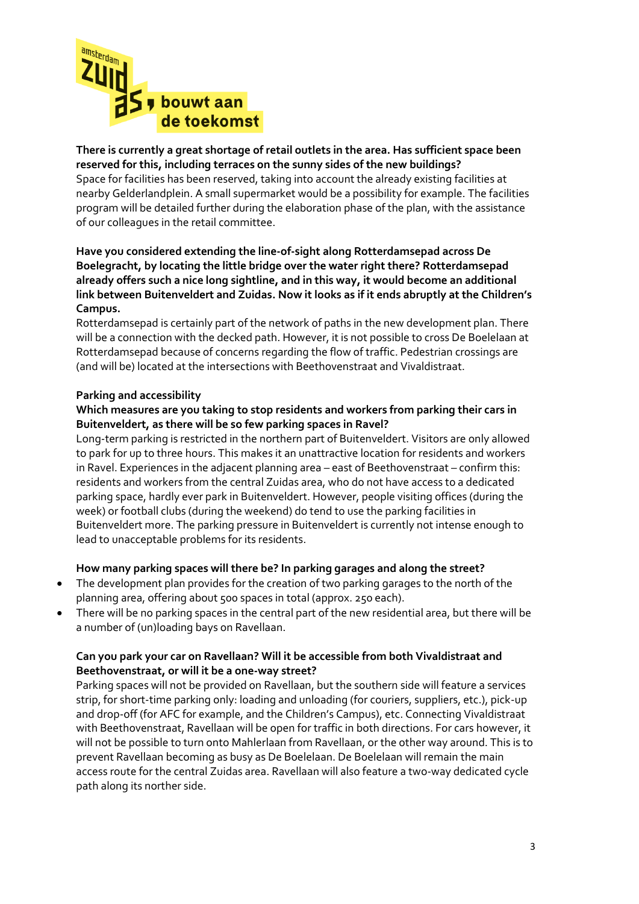**There is currently a great shortage of retail outlets in the area. Has sufficient space been reserved for this, including terraces on the sunny sides of the new buildings?**
Space for facilities has been reserved, taking into account the already existing facilities at nearby Gelderlandplein. A small supermarket would be a possibility for example. The facilities program will be detailed further during the elaboration phase of the plan, with the assistance of our colleagues in the retail committee.

**Have you considered extending the line-of-sight along Rotterdamsepad across De Boelegracht, by locating the little bridge over the water right there? Rotterdamsepad already offers such a nice long sightline, and in this way, it would become an additional link between Buitenveldert and Zuidas. Now it looks as if it ends abruptly at the Children's Campus.**
Rotterdamsepad is certainly part of the network of paths in the new development plan. There will be a connection with the decked path. However, it is not possible to cross De Boelelaan at Rotterdamsepad because of concerns regarding the flow of traffic. Pedestrian crossings are (and will be) located at the intersections with Beethovenstraat and Vivaldistraat.

**Parking and accessibility**

**Which measures are you taking to stop residents and workers from parking their cars in Buitenveldert, as there will be so few parking spaces in Ravel?**
Long-term parking is restricted in the northern part of Buitenveldert. Visitors are only allowed to park for up to three hours. This makes it an unattractive location for residents and workers in Ravel. Experiences in the adjacent planning area – east of Beethovenstraat – confirm this: residents and workers from the central Zuidas area, who do not have access to a dedicated parking space, hardly ever park in Buitenveldert. However, people visiting offices (during the week) or football clubs (during the weekend) do tend to use the parking facilities in Buitenveldert more. The parking pressure in Buitenveldert is currently not intense enough to lead to unacceptable problems for its residents.

**How many parking spaces will there be? In parking garages and along the street?**

- The development plan provides for the creation of two parking garages to the north of the planning area, offering about 500 spaces in total (approx. 250 each).
- There will be no parking spaces in the central part of the new residential area, but there will be a number of (un)loading bays on Ravellaan.

**Can you park your car on Ravellaan? Will it be accessible from both Vivaldistraat and Beethovenstraat, or will it be a one-way street?**
Parking spaces will not be provided on Ravellaan, but the southern side will feature a services strip, for short-time parking only: loading and unloading (for couriers, suppliers, etc.), pick-up and drop-off (for AFC for example, and the Children's Campus), etc. Connecting Vivaldistraat with Beethovenstraat, Ravellaan will be open for traffic in both directions. For cars however, it will not be possible to turn onto Mahlerlaan from Ravellaan, or the other way around. This is to prevent Ravellaan becoming as busy as De Boelelaan. De Boelelaan will remain the main access route for the central Zuidas area. Ravellaan will also feature a two-way dedicated cycle path along its norther side.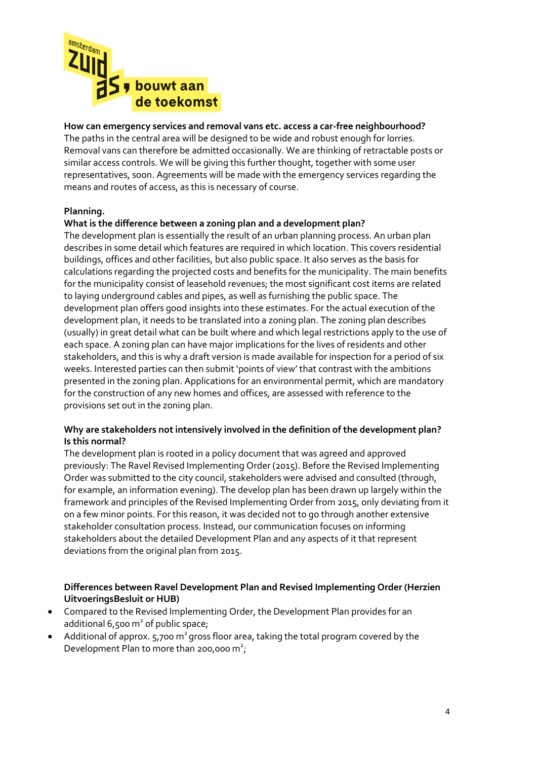**How can emergency services and removal vans etc. access a car-free neighbourhood?**
The paths in the central area will be designed to be wide and robust enough for lorries. Removal vans can therefore be admitted occasionally. We are thinking of retractable posts or similar access controls. We will be giving this further thought, together with some user representatives, soon. Agreements will be made with the emergency services regarding the means and routes of access, as this is necessary of course.

**Planning.**

**What is the difference between a zoning plan and a development plan?**
The development plan is essentially the result of an urban planning process. An urban plan describes in some detail which features are required in which location. This covers residential buildings, offices and other facilities, but also public space. It also serves as the basis for calculations regarding the projected costs and benefits for the municipality. The main benefits for the municipality consist of leasehold revenues; the most significant cost items are related to laying underground cables and pipes, as well as furnishing the public space. The development plan offers good insights into these estimates. For the actual execution of the development plan, it needs to be translated into a zoning plan. The zoning plan describes (usually) in great detail what can be built where and which legal restrictions apply to the use of each space. A zoning plan can have major implications for the lives of residents and other stakeholders, and this is why a draft version is made available for inspection for a period of six weeks. Interested parties can then submit 'points of view' that contrast with the ambitions presented in the zoning plan. Applications for an environmental permit, which are mandatory for the construction of any new homes and offices, are assessed with reference to the provisions set out in the zoning plan.

**Why are stakeholders not intensively involved in the definition of the development plan? Is this normal?**
The development plan is rooted in a policy document that was agreed and approved previously: The Ravel Revised Implementing Order (2015). Before the Revised Implementing Order was submitted to the city council, stakeholders were advised and consulted (through, for example, an information evening). The develop plan has been drawn up largely within the framework and principles of the Revised Implementing Order from 2015, only deviating from it on a few minor points. For this reason, it was decided not to go through another extensive stakeholder consultation process. Instead, our communication focuses on informing stakeholders about the detailed Development Plan and any aspects of it that represent deviations from the original plan from 2015.

**Differences between Ravel Development Plan and Revised Implementing Order (Herzien UitvoeringsBesluit or HUB)**

- Compared to the Revised Implementing Order, the Development Plan provides for an additional 6,500 $m^2$ of public space;
- Additional of approx. 5,700 $m^2$ gross floor area, taking the total program covered by the Development Plan to more than 200,000 $m^2$;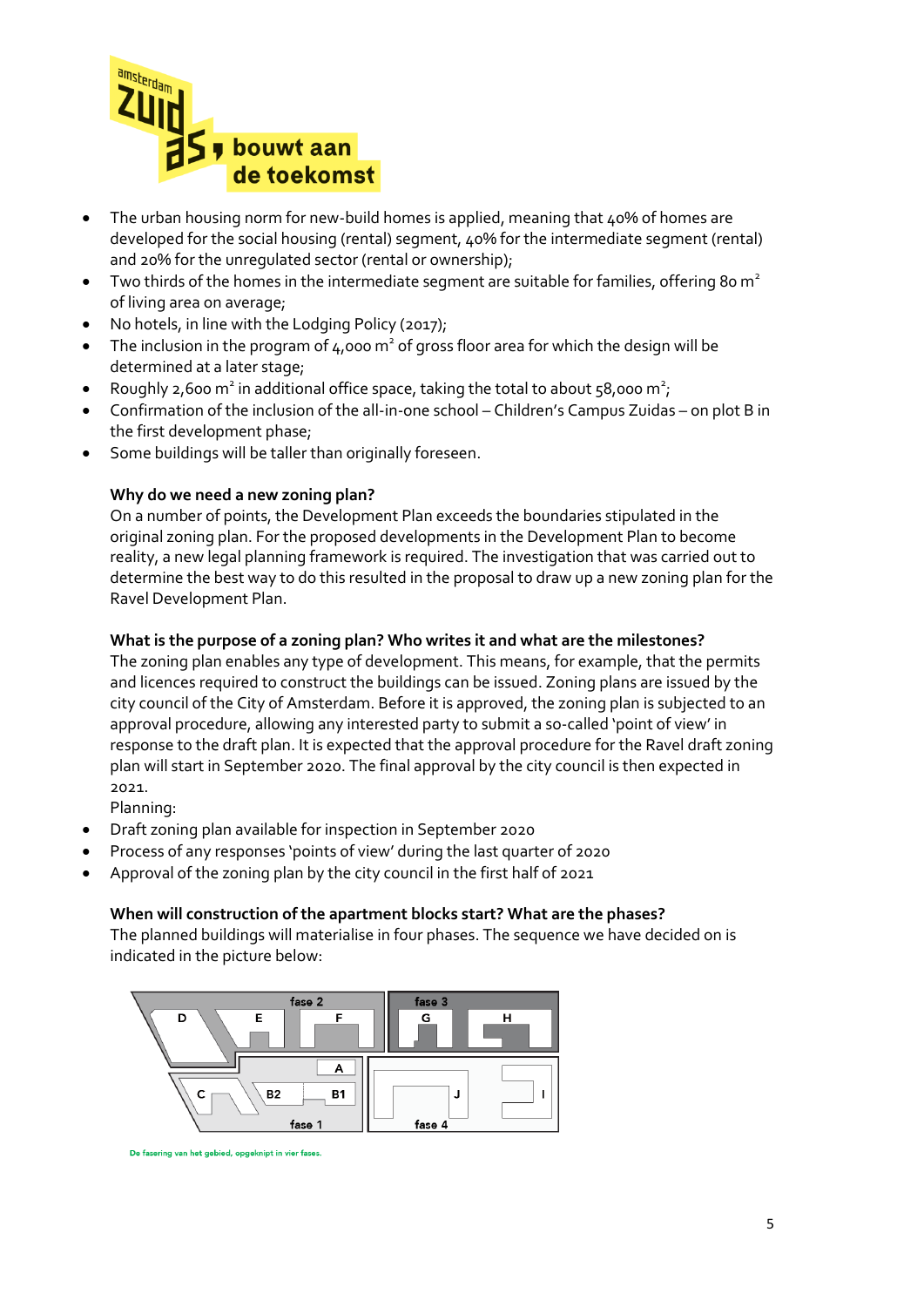- The urban housing norm for new-build homes is applied, meaning that 40% of homes are developed for the social housing (rental) segment, 40% for the intermediate segment (rental) and 20% for the unregulated sector (rental or ownership);
- Two thirds of the homes in the intermediate segment are suitable for families, offering 80 $m^2$ of living area on average;
- No hotels, in line with the Lodging Policy (2017);
- The inclusion in the program of 4,000 $m^2$ of gross floor area for which the design will be determined at a later stage;
- Roughly 2,600 $m^2$ in additional office space, taking the total to about 58,000 $m^2$;
- Confirmation of the inclusion of the all-in-one school – Children's Campus Zuidas – on plot B in the first development phase;
- Some buildings will be taller than originally foreseen.

**Why do we need a new zoning plan?**
On a number of points, the Development Plan exceeds the boundaries stipulated in the original zoning plan. For the proposed developments in the Development Plan to become reality, a new legal planning framework is required. The investigation that was carried out to determine the best way to do this resulted in the proposal to draw up a new zoning plan for the Ravel Development Plan.

**What is the purpose of a zoning plan? Who writes it and what are the milestones?**
The zoning plan enables any type of development. This means, for example, that the permits and licences required to construct the buildings can be issued. Zoning plans are issued by the city council of the City of Amsterdam. Before it is approved, the zoning plan is subjected to an approval procedure, allowing any interested party to submit a so-called 'point of view' in response to the draft plan. It is expected that the approval procedure for the Ravel draft zoning plan will start in September 2020. The final approval by the city council is then expected in 2021.
Planning:

- Draft zoning plan available for inspection in September 2020
- Process of any responses 'points of view' during the last quarter of 2020
- Approval of the zoning plan by the city council in the first half of 2021

**When will construction of the apartment blocks start? What are the phases?**
The planned buildings will materialise in four phases. The sequence we have decided on is indicated in the picture below:

De fasering van het gebied, opgeknipt in vier fases.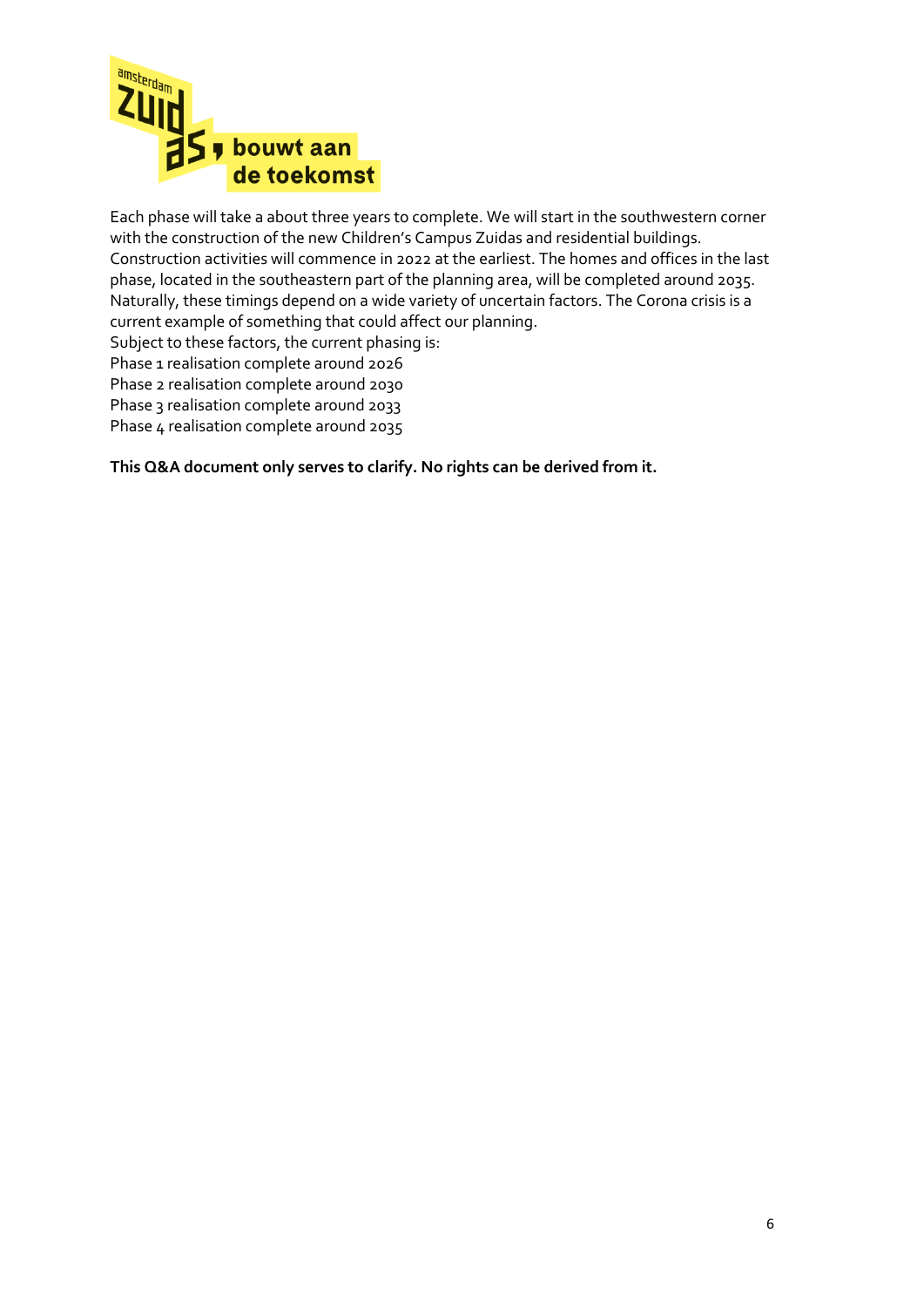Each phase will take a about three years to complete. We will start in the southwestern corner with the construction of the new Children's Campus Zuidas and residential buildings. Construction activities will commence in 2022 at the earliest. The homes and offices in the last phase, located in the southeastern part of the planning area, will be completed around 2035. Naturally, these timings depend on a wide variety of uncertain factors. The Corona crisis is a current example of something that could affect our planning.
Subject to these factors, the current phasing is:
Phase 1 realisation complete around 2026
Phase 2 realisation complete around 2030
Phase 3 realisation complete around 2033
Phase 4 realisation complete around 2035

**This Q&A document only serves to clarify. No rights can be derived from it.**